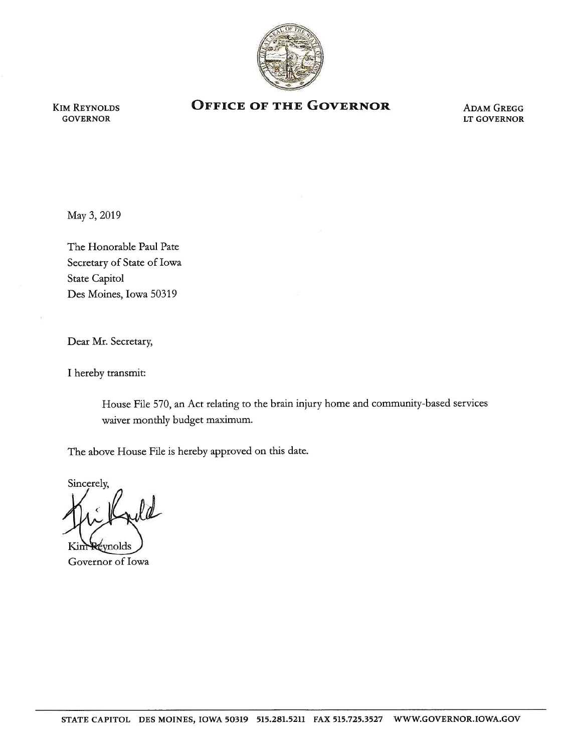KIM REYNOLDS
GOVERNOR

# OFFICE OF THE GOVERNOR

ADAM GREGG
LT GOVERNOR

May 3, 2019

The Honorable Paul Pate
Secretary of State of Iowa
State Capitol
Des Moines, Iowa 50319

Dear Mr. Secretary,

I hereby transmit:

> House File 570, an Act relating to the brain injury home and community-based services waiver monthly budget maximum.

The above House File is hereby approved on this date.

Sincerely,

Kim Reynolds
Governor of Iowa

STATE CAPITOL DES MOINES, IOWA 50319 515.281.5211 FAX 515.725.3527 WWW.GOVERNOR.IOWA.GOV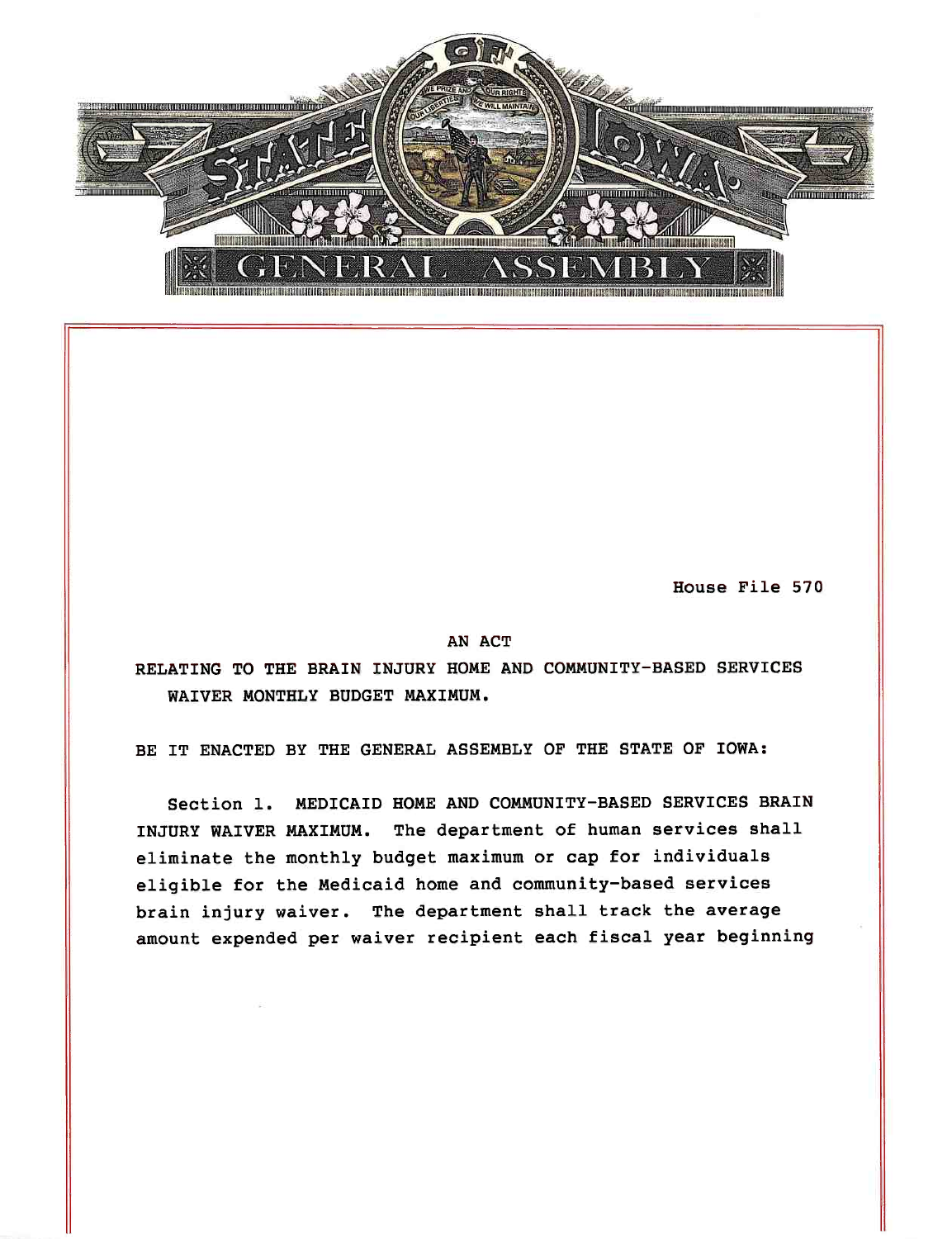House File 570

AN ACT

RELATING TO THE BRAIN INJURY HOME AND COMMUNITY-BASED SERVICES WAIVER MONTHLY BUDGET MAXIMUM.

BE IT ENACTED BY THE GENERAL ASSEMBLY OF THE STATE OF IOWA:

Section 1. MEDICAID HOME AND COMMUNITY-BASED SERVICES BRAIN INJURY WAIVER MAXIMUM. The department of human services shall eliminate the monthly budget maximum or cap for individuals eligible for the Medicaid home and community-based services brain injury waiver. The department shall track the average amount expended per waiver recipient each fiscal year beginning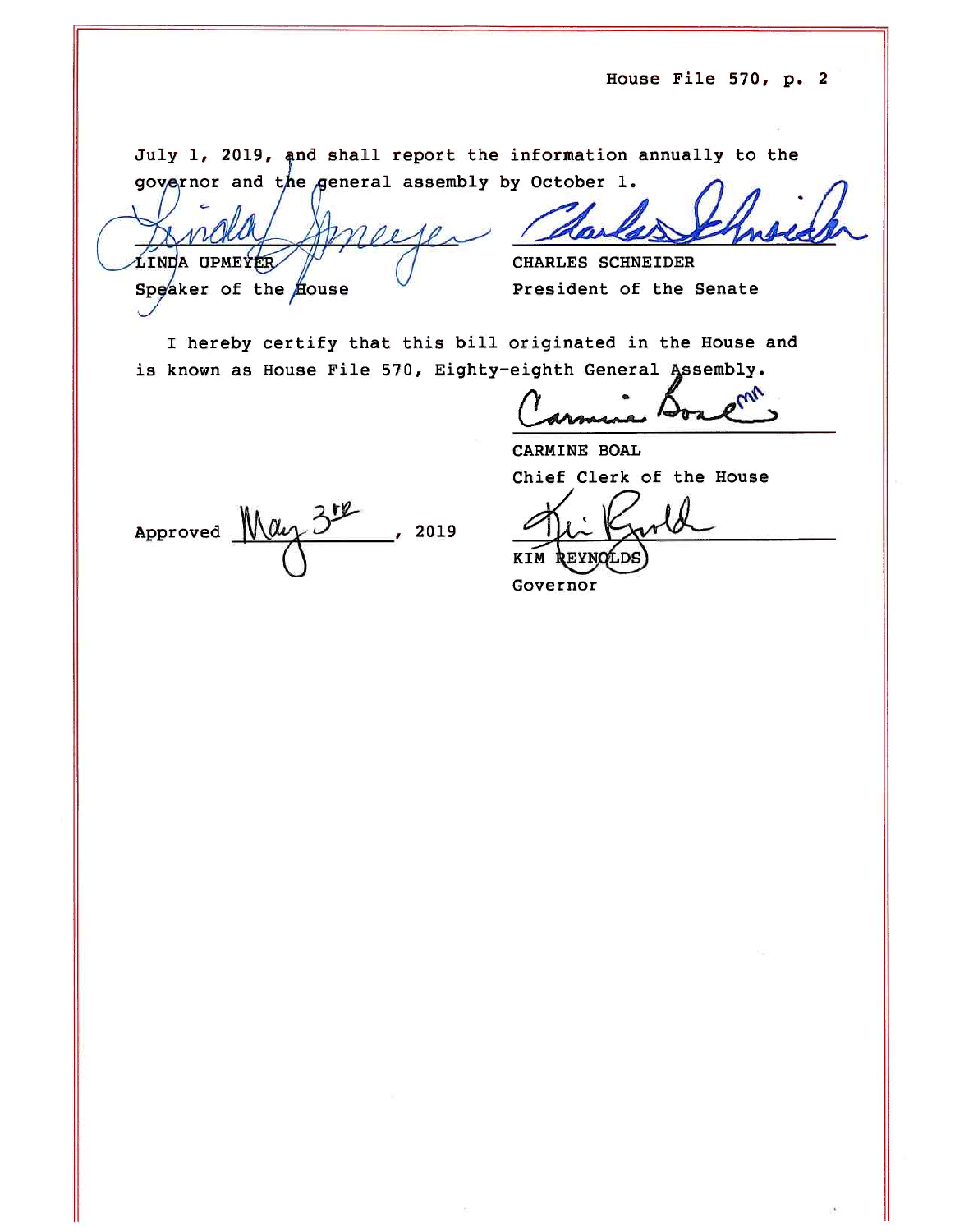July 1, 2019, and shall report the information annually to the governor and the general assembly by October 1.

LINDA UPMEYER
Speaker of the House

CHARLES SCHNEIDER
President of the Senate

I hereby certify that this bill originated in the House and is known as House File 570, Eighty-eighth General Assembly.

CARMINE BOAL
Chief Clerk of the House

Approved May 3rd, 2019

KIM REYNOLDS
Governor